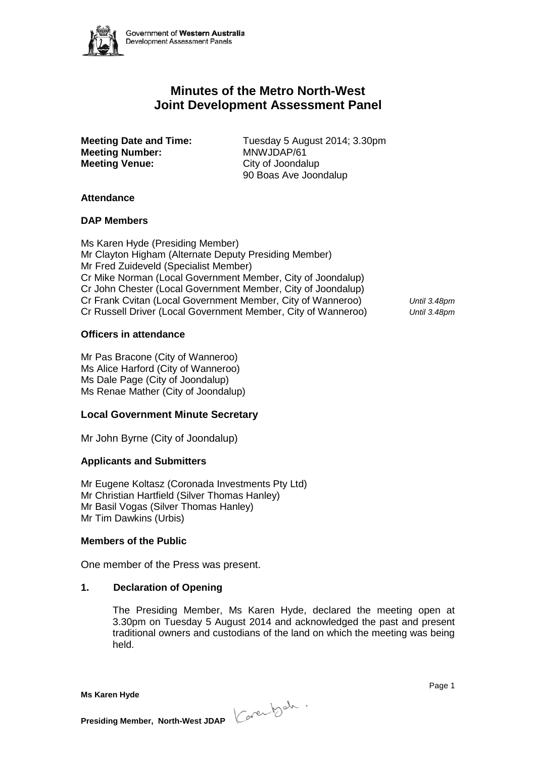# Minutes of the Metro North-West Joint Development Assessment Panel

**Meeting Date and Time:** Tuesday 5 August 2014; 3.30pm
**Meeting Number:** MNWJDAP/61
**Meeting Venue:** City of Joondalup
90 Boas Ave Joondalup

**Attendance**

**DAP Members**

Ms Karen Hyde (Presiding Member)
Mr Clayton Higham (Alternate Deputy Presiding Member)
Mr Fred Zuideveld (Specialist Member)
Cr Mike Norman (Local Government Member, City of Joondalup)
Cr John Chester (Local Government Member, City of Joondalup)
Cr Frank Cvitan (Local Government Member, City of Wanneroo) *Until 3.48pm*
Cr Russell Driver (Local Government Member, City of Wanneroo) *Until 3.48pm*

**Officers in attendance**

Mr Pas Bracone (City of Wanneroo)
Ms Alice Harford (City of Wanneroo)
Ms Dale Page (City of Joondalup)
Ms Renae Mather (City of Joondalup)

**Local Government Minute Secretary**

Mr John Byrne (City of Joondalup)

**Applicants and Submitters**

Mr Eugene Koltasz (Coronada Investments Pty Ltd)
Mr Christian Hartfield (Silver Thomas Hanley)
Mr Basil Vogas (Silver Thomas Hanley)
Mr Tim Dawkins (Urbis)

**Members of the Public**

One member of the Press was present.

**1. Declaration of Opening**

The Presiding Member, Ms Karen Hyde, declared the meeting open at 3.30pm on Tuesday 5 August 2014 and acknowledged the past and present traditional owners and custodians of the land on which the meeting was being held.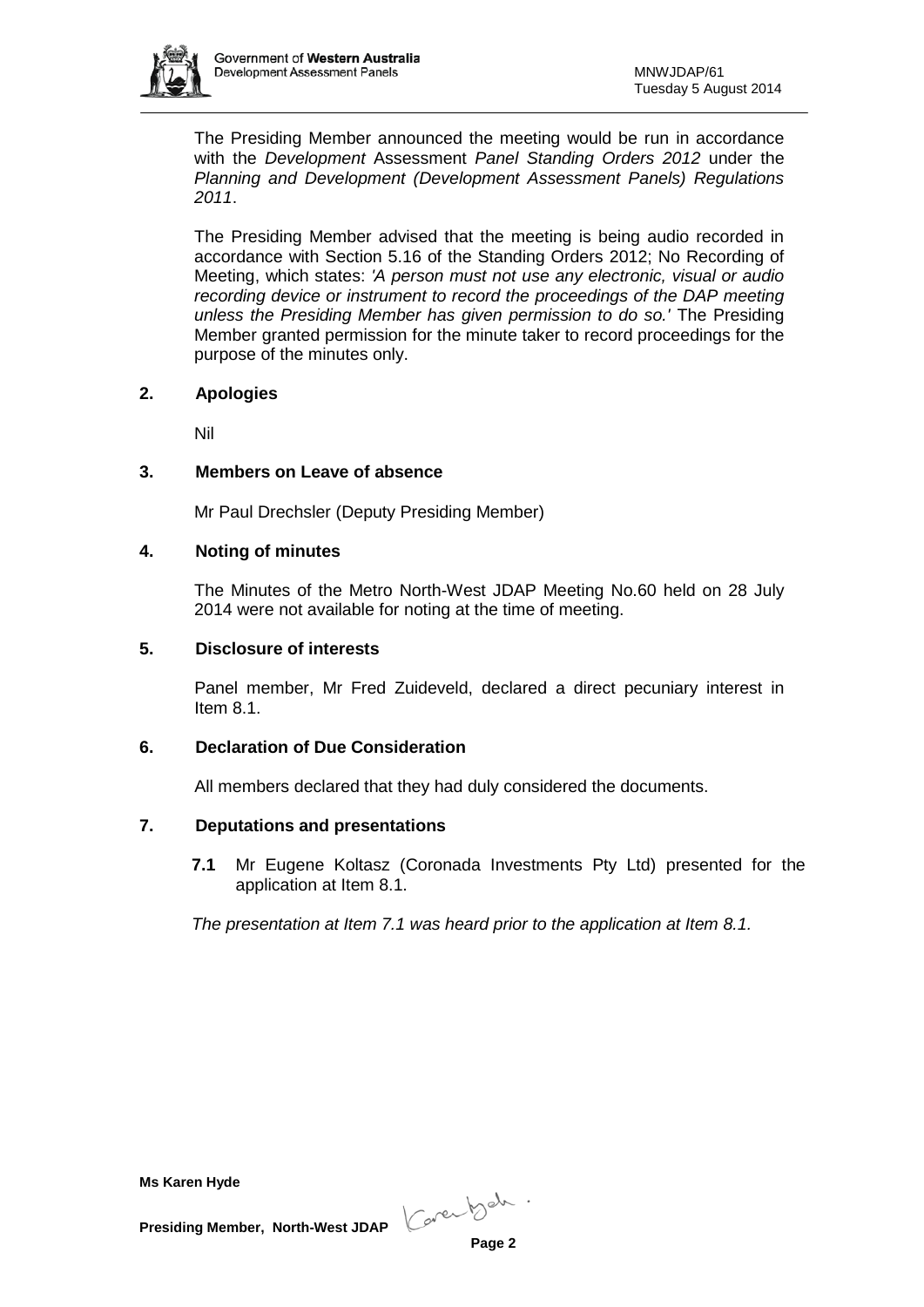The Presiding Member announced the meeting would be run in accordance with the *Development* Assessment *Panel Standing Orders 2012* under the *Planning and Development (Development Assessment Panels) Regulations 2011*.

The Presiding Member advised that the meeting is being audio recorded in accordance with Section 5.16 of the Standing Orders 2012; No Recording of Meeting, which states: *'A person must not use any electronic, visual or audio recording device or instrument to record the proceedings of the DAP meeting unless the Presiding Member has given permission to do so.'* The Presiding Member granted permission for the minute taker to record proceedings for the purpose of the minutes only.

## 2. Apologies

Nil

## 3. Members on Leave of absence

Mr Paul Drechsler (Deputy Presiding Member)

## 4. Noting of minutes

The Minutes of the Metro North-West JDAP Meeting No.60 held on 28 July 2014 were not available for noting at the time of meeting.

## 5. Disclosure of interests

Panel member, Mr Fred Zuideveld, declared a direct pecuniary interest in Item 8.1.

## 6. Declaration of Due Consideration

All members declared that they had duly considered the documents.

## 7. Deputations and presentations

**7.1** Mr Eugene Koltasz (Coronada Investments Pty Ltd) presented for the application at Item 8.1.

*The presentation at Item 7.1 was heard prior to the application at Item 8.1.*

**Ms Karen Hyde**

**Presiding Member, North-West JDAP**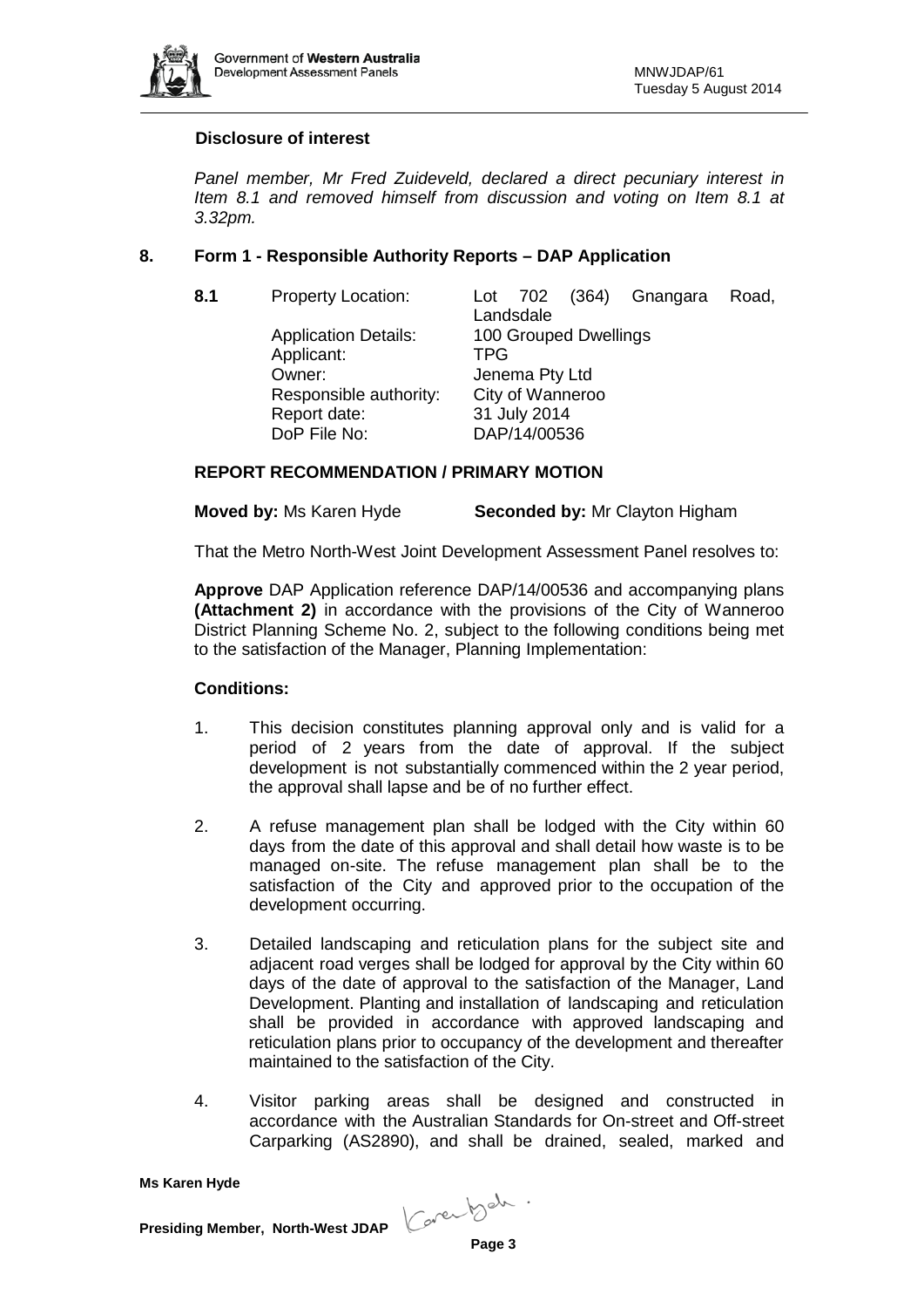**Disclosure of interest**

*Panel member, Mr Fred Zuideveld, declared a direct pecuniary interest in Item 8.1 and removed himself from discussion and voting on Item 8.1 at 3.32pm.*

## 8. Form 1 - Responsible Authority Reports – DAP Application

| **8.1** | Property Location: | Lot 702 (364) Gnangara Road, Landsdale |
|---|---|---|
| | Application Details: | 100 Grouped Dwellings |
| | Applicant: | TPG |
| | Owner: | Jenema Pty Ltd |
| | Responsible authority: | City of Wanneroo |
| | Report date: | 31 July 2014 |
| | DoP File No: | DAP/14/00536 |

**REPORT RECOMMENDATION / PRIMARY MOTION**

**Moved by:** Ms Karen Hyde **Seconded by:** Mr Clayton Higham

That the Metro North-West Joint Development Assessment Panel resolves to:

**Approve** DAP Application reference DAP/14/00536 and accompanying plans **(Attachment 2)** in accordance with the provisions of the City of Wanneroo District Planning Scheme No. 2, subject to the following conditions being met to the satisfaction of the Manager, Planning Implementation:

**Conditions:**

1. This decision constitutes planning approval only and is valid for a period of 2 years from the date of approval. If the subject development is not substantially commenced within the 2 year period, the approval shall lapse and be of no further effect.

2. A refuse management plan shall be lodged with the City within 60 days from the date of this approval and shall detail how waste is to be managed on-site. The refuse management plan shall be to the satisfaction of the City and approved prior to the occupation of the development occurring.

3. Detailed landscaping and reticulation plans for the subject site and adjacent road verges shall be lodged for approval by the City within 60 days of the date of approval to the satisfaction of the Manager, Land Development. Planting and installation of landscaping and reticulation shall be provided in accordance with approved landscaping and reticulation plans prior to occupancy of the development and thereafter maintained to the satisfaction of the City.

4. Visitor parking areas shall be designed and constructed in accordance with the Australian Standards for On-street and Off-street Carparking (AS2890), and shall be drained, sealed, marked and

**Ms Karen Hyde**

**Presiding Member, North-West JDAP**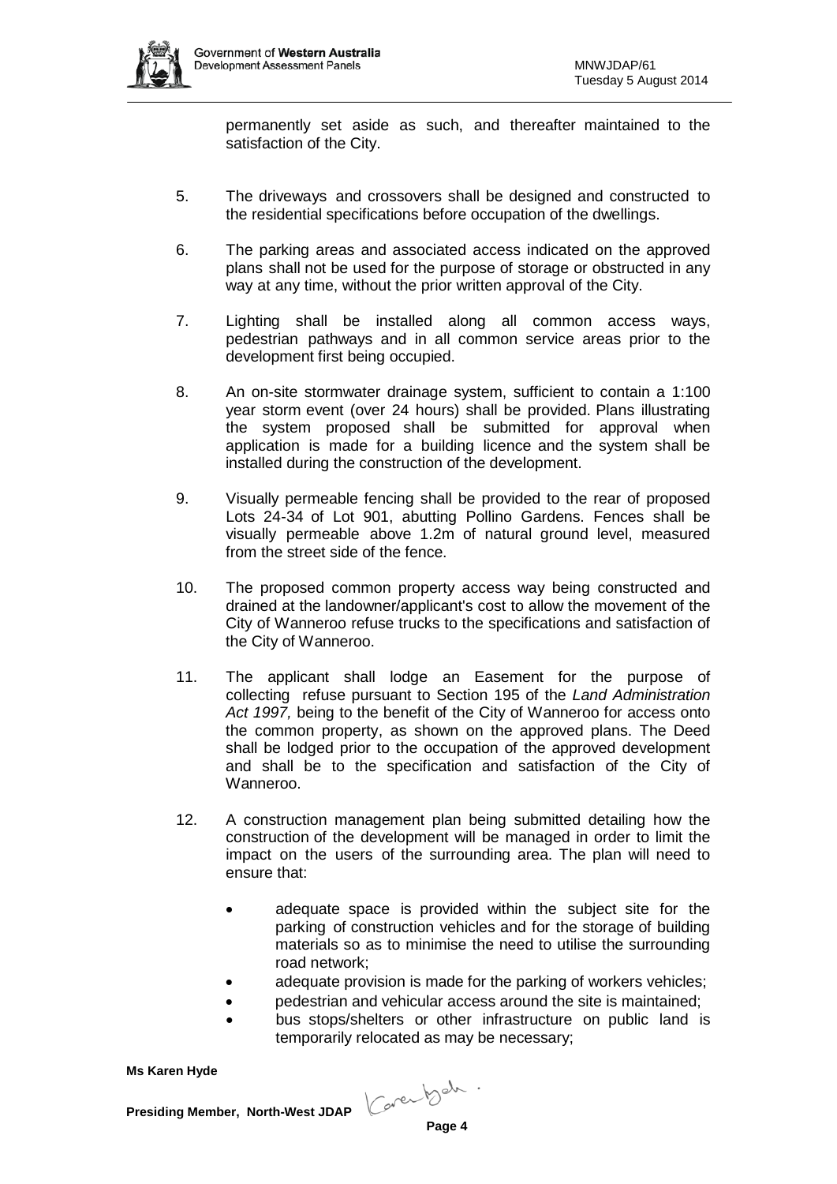permanently set aside as such, and thereafter maintained to the satisfaction of the City.

5. The driveways and crossovers shall be designed and constructed to the residential specifications before occupation of the dwellings.

6. The parking areas and associated access indicated on the approved plans shall not be used for the purpose of storage or obstructed in any way at any time, without the prior written approval of the City.

7. Lighting shall be installed along all common access ways, pedestrian pathways and in all common service areas prior to the development first being occupied.

8. An on-site stormwater drainage system, sufficient to contain a 1:100 year storm event (over 24 hours) shall be provided. Plans illustrating the system proposed shall be submitted for approval when application is made for a building licence and the system shall be installed during the construction of the development.

9. Visually permeable fencing shall be provided to the rear of proposed Lots 24-34 of Lot 901, abutting Pollino Gardens. Fences shall be visually permeable above 1.2m of natural ground level, measured from the street side of the fence.

10. The proposed common property access way being constructed and drained at the landowner/applicant's cost to allow the movement of the City of Wanneroo refuse trucks to the specifications and satisfaction of the City of Wanneroo.

11. The applicant shall lodge an Easement for the purpose of collecting refuse pursuant to Section 195 of the *Land Administration Act 1997,* being to the benefit of the City of Wanneroo for access onto the common property, as shown on the approved plans. The Deed shall be lodged prior to the occupation of the approved development and shall be to the specification and satisfaction of the City of Wanneroo.

12. A construction management plan being submitted detailing how the construction of the development will be managed in order to limit the impact on the users of the surrounding area. The plan will need to ensure that:

    - adequate space is provided within the subject site for the parking of construction vehicles and for the storage of building materials so as to minimise the need to utilise the surrounding road network;
    - adequate provision is made for the parking of workers vehicles;
    - pedestrian and vehicular access around the site is maintained;
    - bus stops/shelters or other infrastructure on public land is temporarily relocated as may be necessary;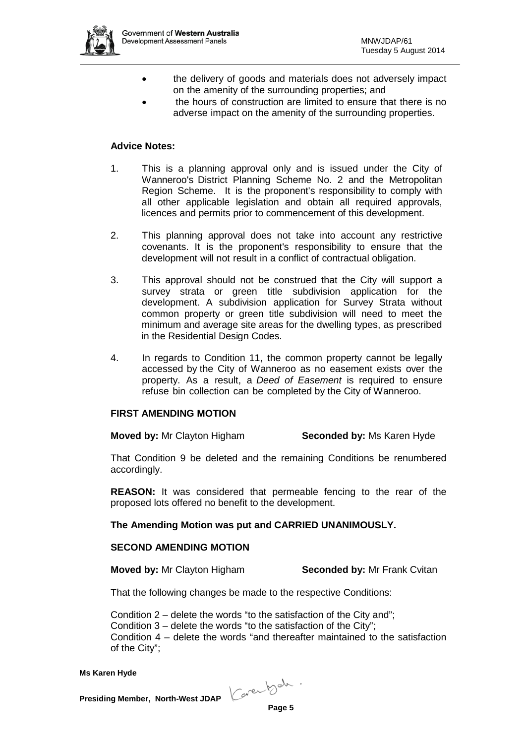- the delivery of goods and materials does not adversely impact on the amenity of the surrounding properties; and
- the hours of construction are limited to ensure that there is no adverse impact on the amenity of the surrounding properties.

**Advice Notes:**

1. This is a planning approval only and is issued under the City of Wanneroo's District Planning Scheme No. 2 and the Metropolitan Region Scheme. It is the proponent's responsibility to comply with all other applicable legislation and obtain all required approvals, licences and permits prior to commencement of this development.

2. This planning approval does not take into account any restrictive covenants. It is the proponent's responsibility to ensure that the development will not result in a conflict of contractual obligation.

3. This approval should not be construed that the City will support a survey strata or green title subdivision application for the development. A subdivision application for Survey Strata without common property or green title subdivision will need to meet the minimum and average site areas for the dwelling types, as prescribed in the Residential Design Codes.

4. In regards to Condition 11, the common property cannot be legally accessed by the City of Wanneroo as no easement exists over the property. As a result, a *Deed of Easement* is required to ensure refuse bin collection can be completed by the City of Wanneroo.

**FIRST AMENDING MOTION**

**Moved by:** Mr Clayton Higham **Seconded by:** Ms Karen Hyde

That Condition 9 be deleted and the remaining Conditions be renumbered accordingly.

**REASON:** It was considered that permeable fencing to the rear of the proposed lots offered no benefit to the development.

**The Amending Motion was put and CARRIED UNANIMOUSLY.**

**SECOND AMENDING MOTION**

**Moved by:** Mr Clayton Higham **Seconded by:** Mr Frank Cvitan

That the following changes be made to the respective Conditions:

Condition 2 – delete the words "to the satisfaction of the City and";
Condition 3 – delete the words "to the satisfaction of the City";
Condition 4 – delete the words "and thereafter maintained to the satisfaction of the City";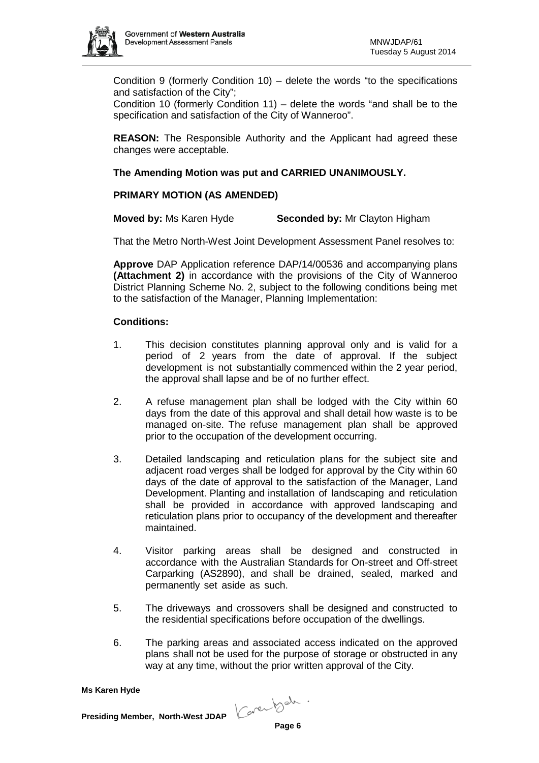Condition 9 (formerly Condition 10) – delete the words "to the specifications and satisfaction of the City";

Condition 10 (formerly Condition 11) – delete the words "and shall be to the specification and satisfaction of the City of Wanneroo".

**REASON:** The Responsible Authority and the Applicant had agreed these changes were acceptable.

**The Amending Motion was put and CARRIED UNANIMOUSLY.**

**PRIMARY MOTION (AS AMENDED)**

**Moved by:** Ms Karen Hyde **Seconded by:** Mr Clayton Higham

That the Metro North-West Joint Development Assessment Panel resolves to:

**Approve** DAP Application reference DAP/14/00536 and accompanying plans **(Attachment 2)** in accordance with the provisions of the City of Wanneroo District Planning Scheme No. 2, subject to the following conditions being met to the satisfaction of the Manager, Planning Implementation:

**Conditions:**

1. This decision constitutes planning approval only and is valid for a period of 2 years from the date of approval. If the subject development is not substantially commenced within the 2 year period, the approval shall lapse and be of no further effect.

2. A refuse management plan shall be lodged with the City within 60 days from the date of this approval and shall detail how waste is to be managed on-site. The refuse management plan shall be approved prior to the occupation of the development occurring.

3. Detailed landscaping and reticulation plans for the subject site and adjacent road verges shall be lodged for approval by the City within 60 days of the date of approval to the satisfaction of the Manager, Land Development. Planting and installation of landscaping and reticulation shall be provided in accordance with approved landscaping and reticulation plans prior to occupancy of the development and thereafter maintained.

4. Visitor parking areas shall be designed and constructed in accordance with the Australian Standards for On-street and Off-street Carparking (AS2890), and shall be drained, sealed, marked and permanently set aside as such.

5. The driveways and crossovers shall be designed and constructed to the residential specifications before occupation of the dwellings.

6. The parking areas and associated access indicated on the approved plans shall not be used for the purpose of storage or obstructed in any way at any time, without the prior written approval of the City.

**Ms Karen Hyde**

**Presiding Member, North-West JDAP**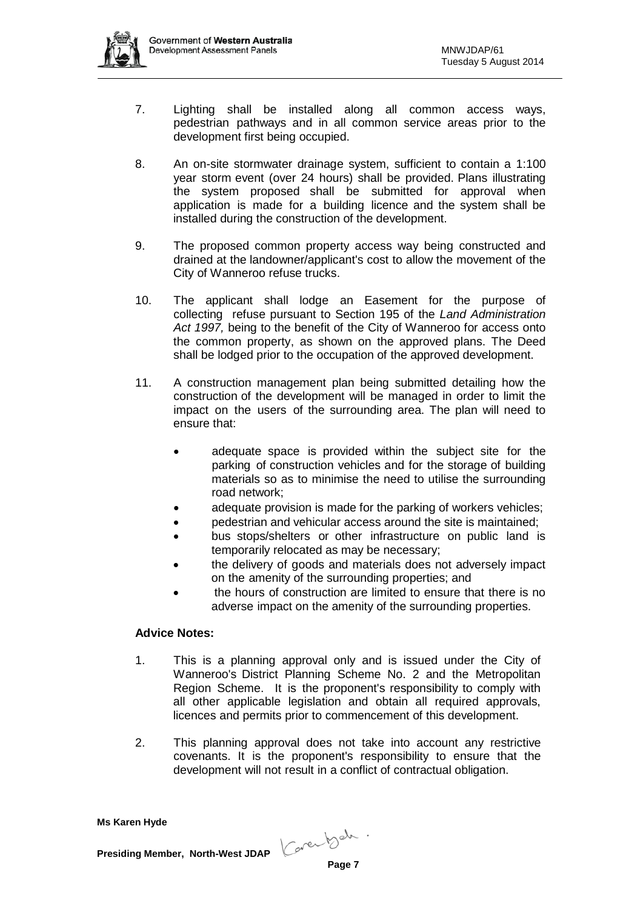7. Lighting shall be installed along all common access ways, pedestrian pathways and in all common service areas prior to the development first being occupied.

8. An on-site stormwater drainage system, sufficient to contain a 1:100 year storm event (over 24 hours) shall be provided. Plans illustrating the system proposed shall be submitted for approval when application is made for a building licence and the system shall be installed during the construction of the development.

9. The proposed common property access way being constructed and drained at the landowner/applicant's cost to allow the movement of the City of Wanneroo refuse trucks.

10. The applicant shall lodge an Easement for the purpose of collecting refuse pursuant to Section 195 of the *Land Administration Act 1997,* being to the benefit of the City of Wanneroo for access onto the common property, as shown on the approved plans. The Deed shall be lodged prior to the occupation of the approved development.

11. A construction management plan being submitted detailing how the construction of the development will be managed in order to limit the impact on the users of the surrounding area. The plan will need to ensure that:

    - adequate space is provided within the subject site for the parking of construction vehicles and for the storage of building materials so as to minimise the need to utilise the surrounding road network;
    - adequate provision is made for the parking of workers vehicles;
    - pedestrian and vehicular access around the site is maintained;
    - bus stops/shelters or other infrastructure on public land is temporarily relocated as may be necessary;
    - the delivery of goods and materials does not adversely impact on the amenity of the surrounding properties; and
    - the hours of construction are limited to ensure that there is no adverse impact on the amenity of the surrounding properties.

**Advice Notes:**

1. This is a planning approval only and is issued under the City of Wanneroo's District Planning Scheme No. 2 and the Metropolitan Region Scheme. It is the proponent's responsibility to comply with all other applicable legislation and obtain all required approvals, licences and permits prior to commencement of this development.

2. This planning approval does not take into account any restrictive covenants. It is the proponent's responsibility to ensure that the development will not result in a conflict of contractual obligation.

**Ms Karen Hyde**

**Presiding Member, North-West JDAP**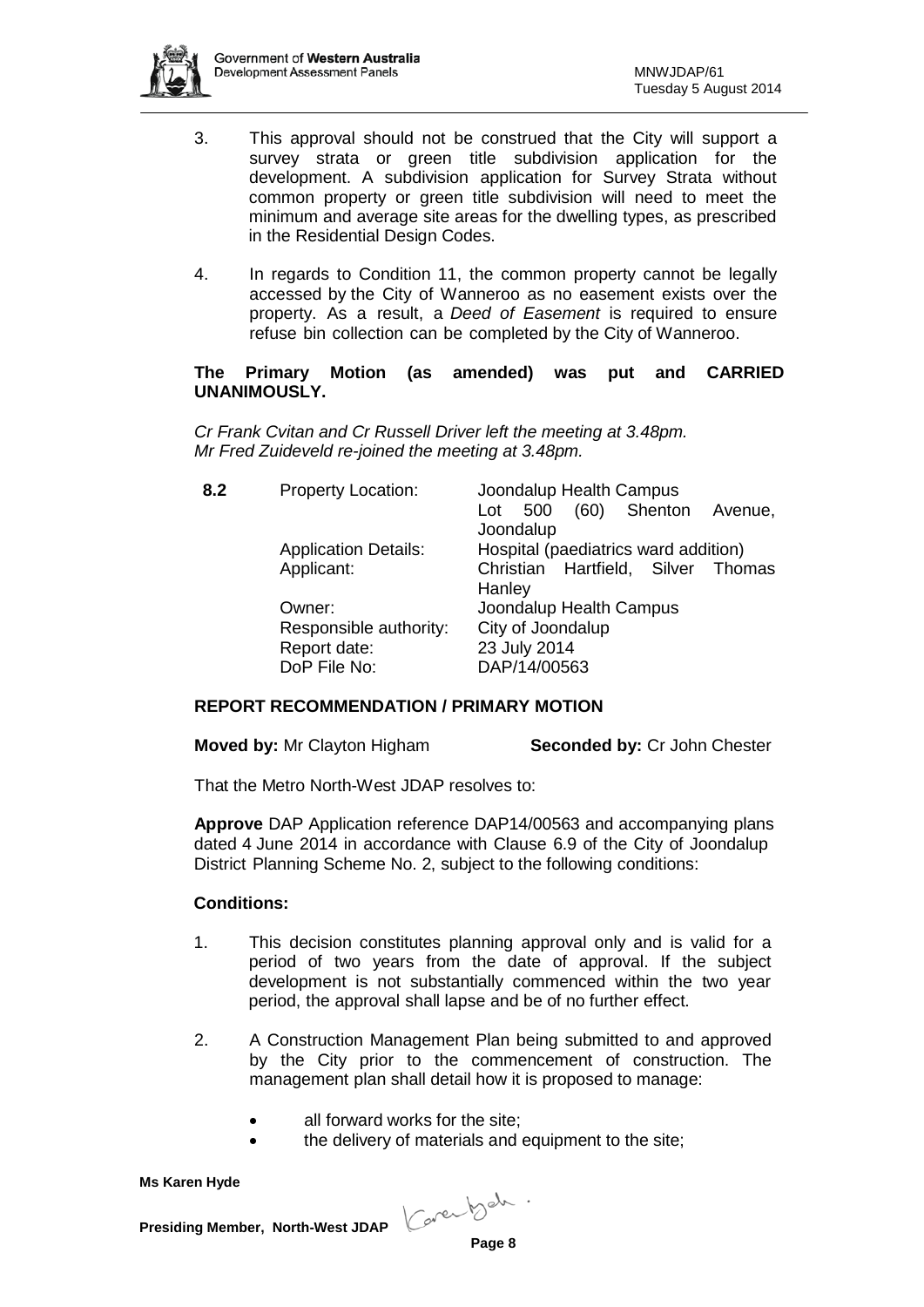3. This approval should not be construed that the City will support a survey strata or green title subdivision application for the development. A subdivision application for Survey Strata without common property or green title subdivision will need to meet the minimum and average site areas for the dwelling types, as prescribed in the Residential Design Codes.

4. In regards to Condition 11, the common property cannot be legally accessed by the City of Wanneroo as no easement exists over the property. As a result, a *Deed of Easement* is required to ensure refuse bin collection can be completed by the City of Wanneroo.

**The Primary Motion (as amended) was put and CARRIED UNANIMOUSLY.**

*Cr Frank Cvitan and Cr Russell Driver left the meeting at 3.48pm.*
*Mr Fred Zuideveld re-joined the meeting at 3.48pm.*

| **8.2** | Property Location: | Joondalup Health Campus<br>Lot 500 (60) Shenton Avenue, Joondalup |
|---|---|---|
| | Application Details: | Hospital (paediatrics ward addition) |
| | Applicant: | Christian Hartfield, Silver Thomas Hanley |
| | Owner: | Joondalup Health Campus |
| | Responsible authority: | City of Joondalup |
| | Report date: | 23 July 2014 |
| | DoP File No: | DAP/14/00563 |

**REPORT RECOMMENDATION / PRIMARY MOTION**

**Moved by:** Mr Clayton Higham **Seconded by:** Cr John Chester

That the Metro North-West JDAP resolves to:

**Approve** DAP Application reference DAP14/00563 and accompanying plans dated 4 June 2014 in accordance with Clause 6.9 of the City of Joondalup District Planning Scheme No. 2, subject to the following conditions:

**Conditions:**

1. This decision constitutes planning approval only and is valid for a period of two years from the date of approval. If the subject development is not substantially commenced within the two year period, the approval shall lapse and be of no further effect.

2. A Construction Management Plan being submitted to and approved by the City prior to the commencement of construction. The management plan shall detail how it is proposed to manage:

   - all forward works for the site;
   - the delivery of materials and equipment to the site;

**Ms Karen Hyde**

**Presiding Member, North-West JDAP**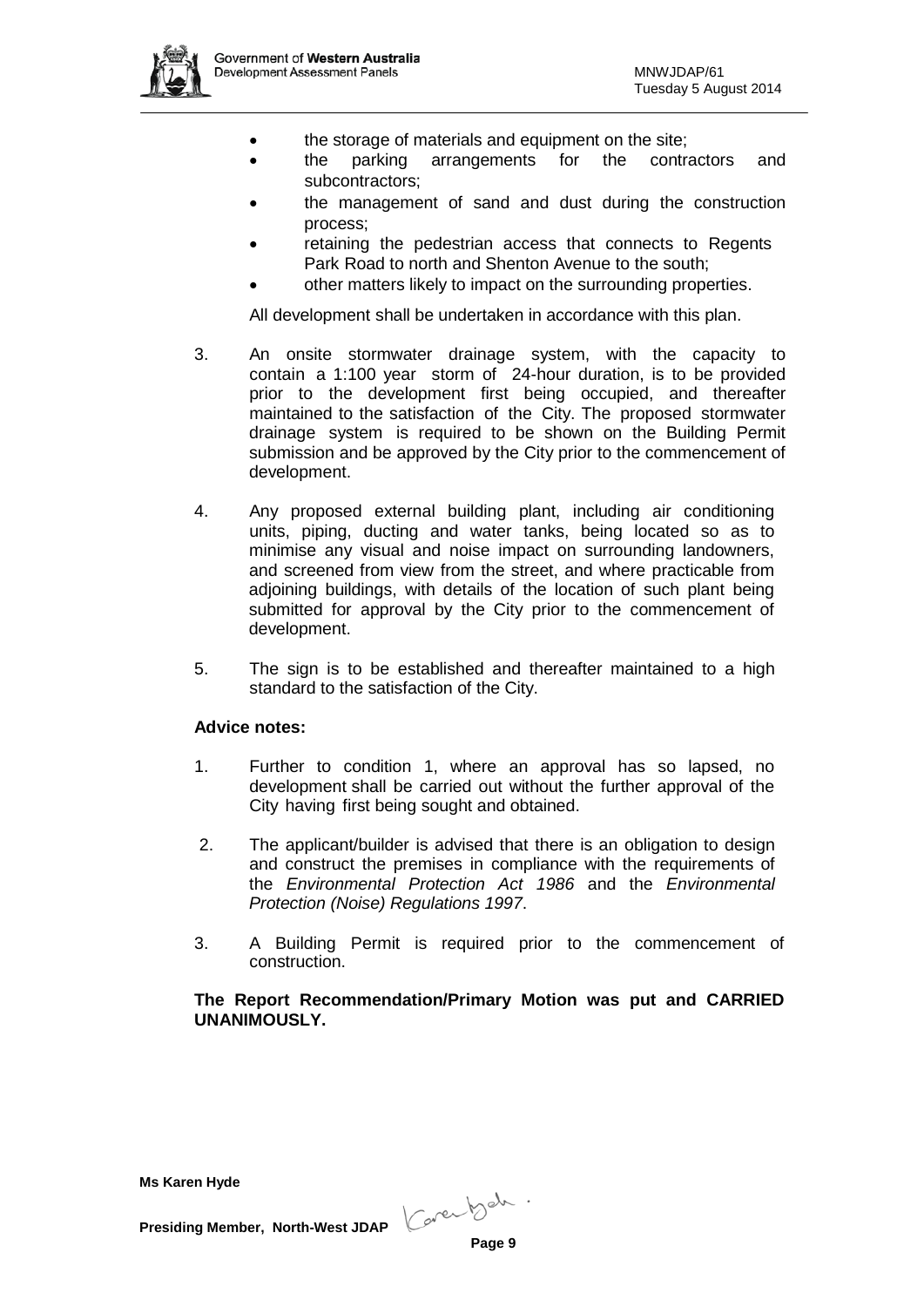- the storage of materials and equipment on the site;
- the parking arrangements for the contractors and subcontractors;
- the management of sand and dust during the construction process;
- retaining the pedestrian access that connects to Regents Park Road to north and Shenton Avenue to the south;
- other matters likely to impact on the surrounding properties.

All development shall be undertaken in accordance with this plan.

3. An onsite stormwater drainage system, with the capacity to contain a 1:100 year storm of 24-hour duration, is to be provided prior to the development first being occupied, and thereafter maintained to the satisfaction of the City. The proposed stormwater drainage system is required to be shown on the Building Permit submission and be approved by the City prior to the commencement of development.

4. Any proposed external building plant, including air conditioning units, piping, ducting and water tanks, being located so as to minimise any visual and noise impact on surrounding landowners, and screened from view from the street, and where practicable from adjoining buildings, with details of the location of such plant being submitted for approval by the City prior to the commencement of development.

5. The sign is to be established and thereafter maintained to a high standard to the satisfaction of the City.

**Advice notes:**

1. Further to condition 1, where an approval has so lapsed, no development shall be carried out without the further approval of the City having first being sought and obtained.

2. The applicant/builder is advised that there is an obligation to design and construct the premises in compliance with the requirements of the *Environmental Protection Act 1986* and the *Environmental Protection (Noise) Regulations 1997*.

3. A Building Permit is required prior to the commencement of construction.

**The Report Recommendation/Primary Motion was put and CARRIED UNANIMOUSLY.**

**Ms Karen Hyde**

**Presiding Member, North-West JDAP**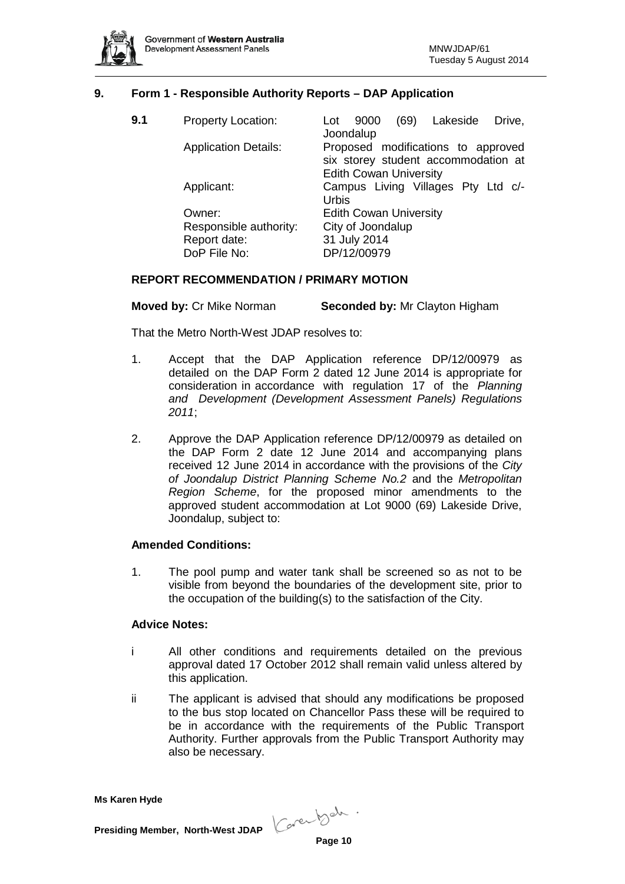## 9. Form 1 - Responsible Authority Reports – DAP Application

**9.1**

| | |
|---|---|
| Property Location: | Lot 9000 (69) Lakeside Drive, Joondalup |
| Application Details: | Proposed modifications to approved six storey student accommodation at Edith Cowan University |
| Applicant: | Campus Living Villages Pty Ltd c/- Urbis |
| Owner: | Edith Cowan University |
| Responsible authority: | City of Joondalup |
| Report date: | 31 July 2014 |
| DoP File No: | DP/12/00979 |

### REPORT RECOMMENDATION / PRIMARY MOTION

**Moved by:** Cr Mike Norman **Seconded by:** Mr Clayton Higham

That the Metro North-West JDAP resolves to:

1. Accept that the DAP Application reference DP/12/00979 as detailed on the DAP Form 2 dated 12 June 2014 is appropriate for consideration in accordance with regulation 17 of the *Planning and Development (Development Assessment Panels) Regulations 2011*;

2. Approve the DAP Application reference DP/12/00979 as detailed on the DAP Form 2 date 12 June 2014 and accompanying plans received 12 June 2014 in accordance with the provisions of the *City of Joondalup District Planning Scheme No.2* and the *Metropolitan Region Scheme*, for the proposed minor amendments to the approved student accommodation at Lot 9000 (69) Lakeside Drive, Joondalup, subject to:

### Amended Conditions:

1. The pool pump and water tank shall be screened so as not to be visible from beyond the boundaries of the development site, prior to the occupation of the building(s) to the satisfaction of the City.

### Advice Notes:

i All other conditions and requirements detailed on the previous approval dated 17 October 2012 shall remain valid unless altered by this application.

ii The applicant is advised that should any modifications be proposed to the bus stop located on Chancellor Pass these will be required to be in accordance with the requirements of the Public Transport Authority. Further approvals from the Public Transport Authority may also be necessary.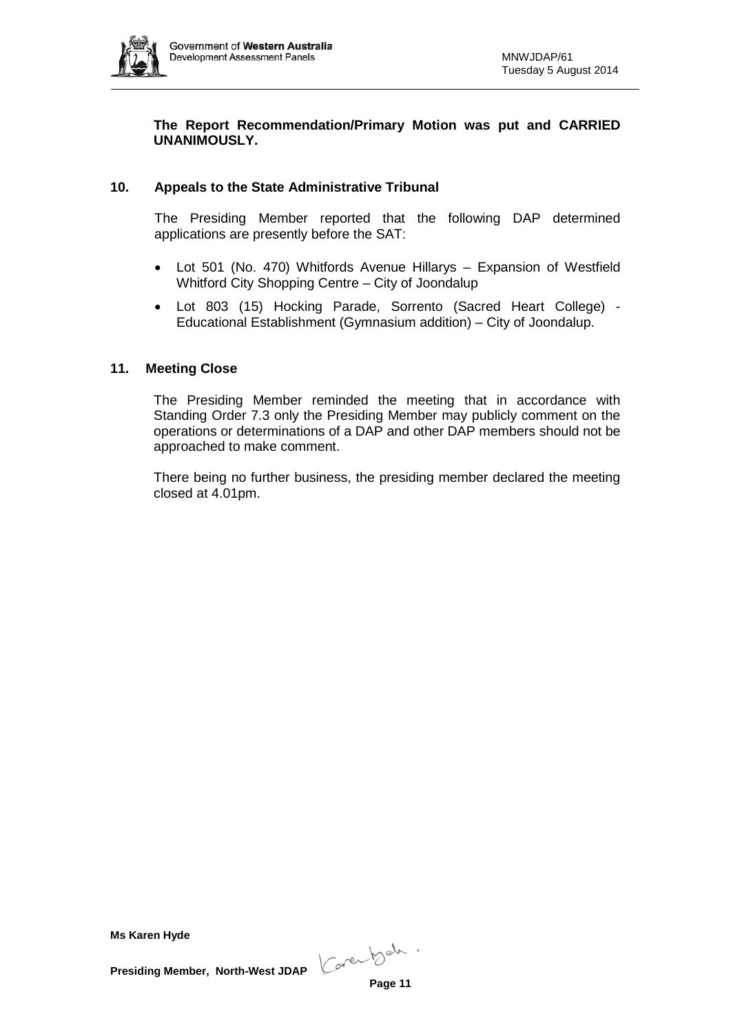**The Report Recommendation/Primary Motion was put and CARRIED UNANIMOUSLY.**

## 10. Appeals to the State Administrative Tribunal

The Presiding Member reported that the following DAP determined applications are presently before the SAT:

- Lot 501 (No. 470) Whitfords Avenue Hillarys – Expansion of Westfield Whitford City Shopping Centre – City of Joondalup
- Lot 803 (15) Hocking Parade, Sorrento (Sacred Heart College) - Educational Establishment (Gymnasium addition) – City of Joondalup.

## 11. Meeting Close

The Presiding Member reminded the meeting that in accordance with Standing Order 7.3 only the Presiding Member may publicly comment on the operations or determinations of a DAP and other DAP members should not be approached to make comment.

There being no further business, the presiding member declared the meeting closed at 4.01pm.

**Ms Karen Hyde**

**Presiding Member, North-West JDAP**